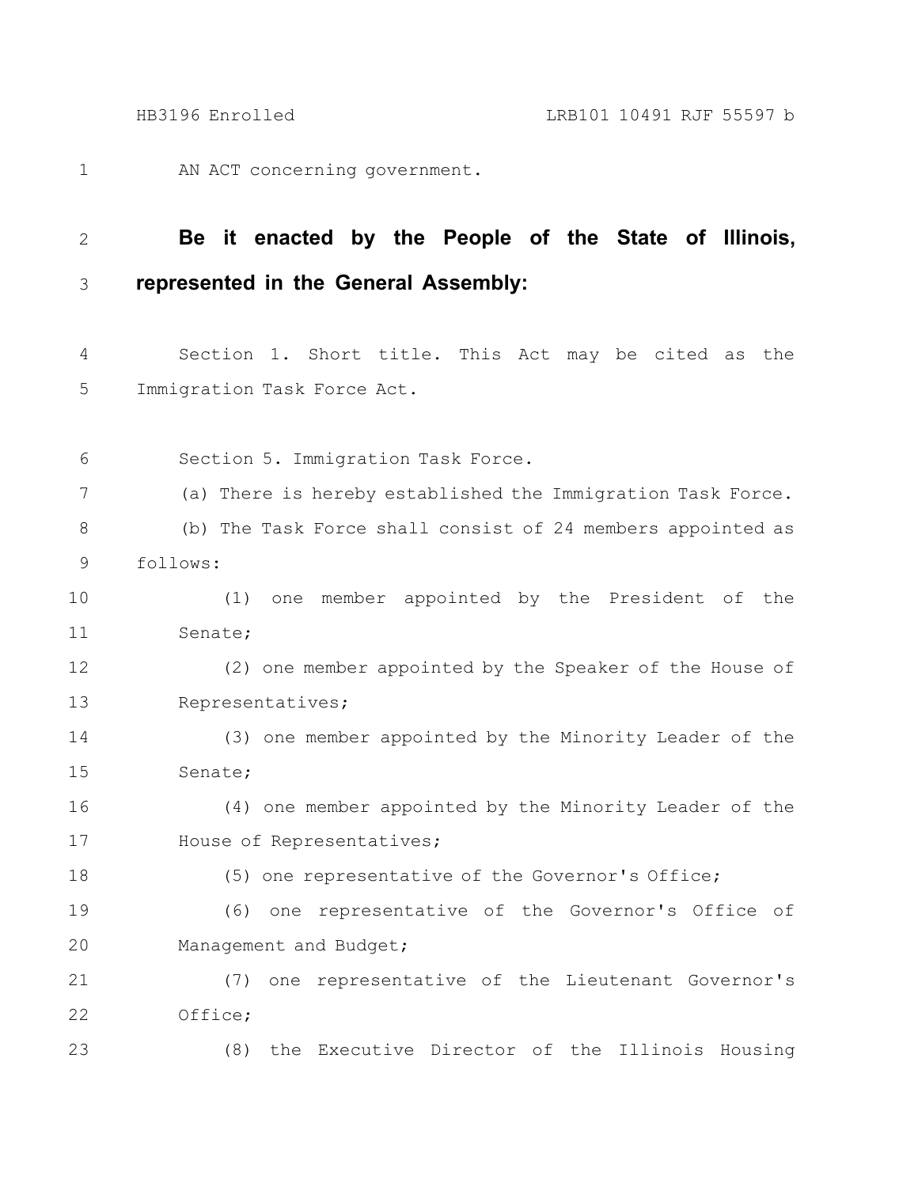AN ACT concerning government.

**Be it enacted by the People of the State of Illinois, represented in the General Assembly:**

Section 1. Short title. This Act may be cited as the Immigration Task Force Act.

Section 5. Immigration Task Force.

(a) There is hereby established the Immigration Task Force.

(b) The Task Force shall consist of 24 members appointed as follows:

(1) one member appointed by the President of the Senate;

(2) one member appointed by the Speaker of the House of Representatives;

(3) one member appointed by the Minority Leader of the Senate;

(4) one member appointed by the Minority Leader of the House of Representatives;

(5) one representative of the Governor's Office;

(6) one representative of the Governor's Office of Management and Budget;

(7) one representative of the Lieutenant Governor's Office;

(8) the Executive Director of the Illinois Housing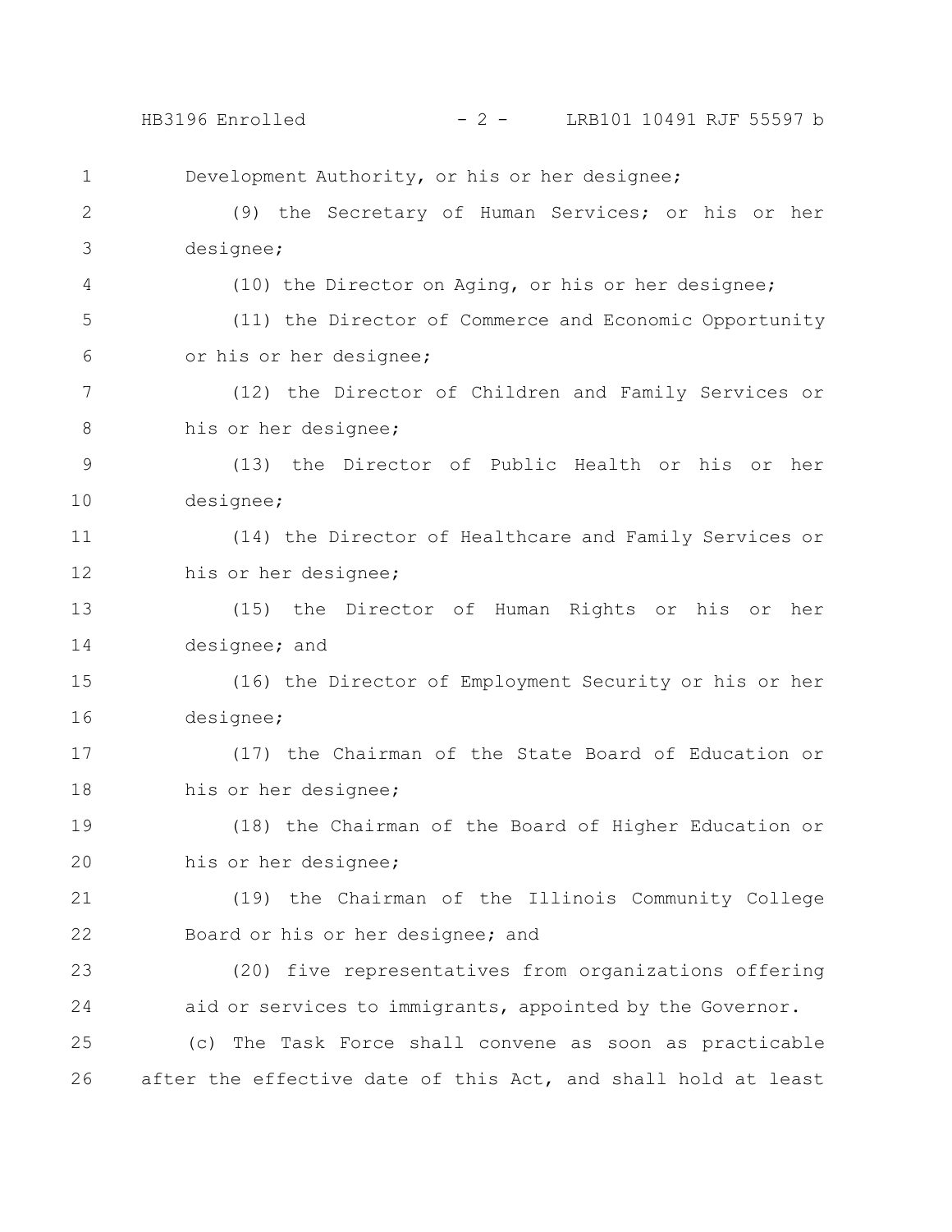Development Authority, or his or her designee;

(9) the Secretary of Human Services; or his or her designee;

(10) the Director on Aging, or his or her designee;

(11) the Director of Commerce and Economic Opportunity or his or her designee;

(12) the Director of Children and Family Services or his or her designee;

(13) the Director of Public Health or his or her designee;

(14) the Director of Healthcare and Family Services or his or her designee;

(15) the Director of Human Rights or his or her designee; and

(16) the Director of Employment Security or his or her designee;

(17) the Chairman of the State Board of Education or his or her designee;

(18) the Chairman of the Board of Higher Education or his or her designee;

(19) the Chairman of the Illinois Community College Board or his or her designee; and

(20) five representatives from organizations offering aid or services to immigrants, appointed by the Governor.

(c) The Task Force shall convene as soon as practicable after the effective date of this Act, and shall hold at least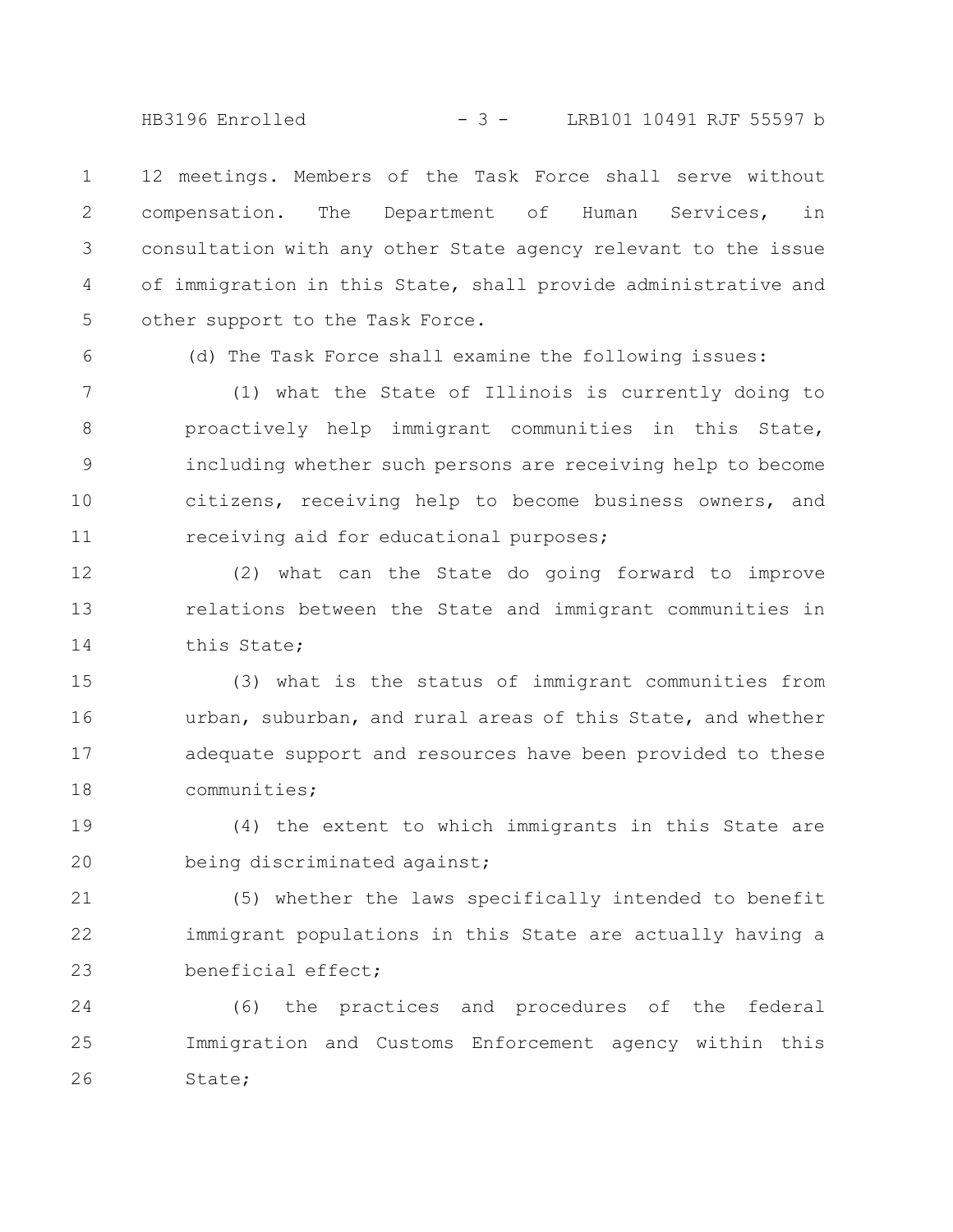12 meetings. Members of the Task Force shall serve without compensation. The Department of Human Services, in consultation with any other State agency relevant to the issue of immigration in this State, shall provide administrative and other support to the Task Force.

(d) The Task Force shall examine the following issues:

(1) what the State of Illinois is currently doing to proactively help immigrant communities in this State, including whether such persons are receiving help to become citizens, receiving help to become business owners, and receiving aid for educational purposes;

(2) what can the State do going forward to improve relations between the State and immigrant communities in this State;

(3) what is the status of immigrant communities from urban, suburban, and rural areas of this State, and whether adequate support and resources have been provided to these communities;

(4) the extent to which immigrants in this State are being discriminated against;

(5) whether the laws specifically intended to benefit immigrant populations in this State are actually having a beneficial effect;

(6) the practices and procedures of the federal Immigration and Customs Enforcement agency within this State;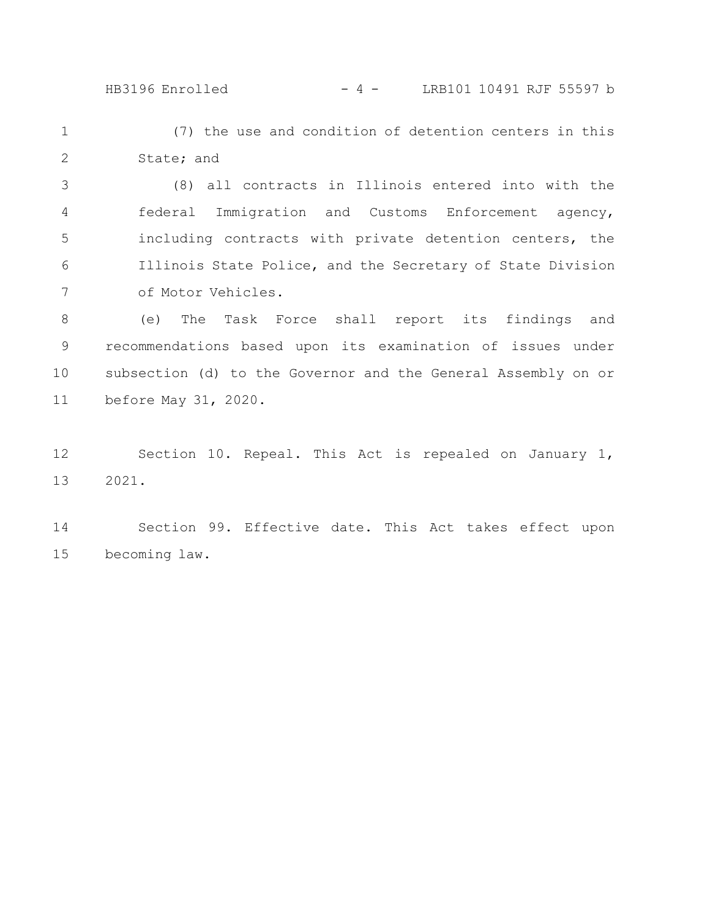(7) the use and condition of detention centers in this State; and

(8) all contracts in Illinois entered into with the federal Immigration and Customs Enforcement agency, including contracts with private detention centers, the Illinois State Police, and the Secretary of State Division of Motor Vehicles.

(e) The Task Force shall report its findings and recommendations based upon its examination of issues under subsection (d) to the Governor and the General Assembly on or before May 31, 2020.

Section 10. Repeal. This Act is repealed on January 1, 2021.

Section 99. Effective date. This Act takes effect upon becoming law.